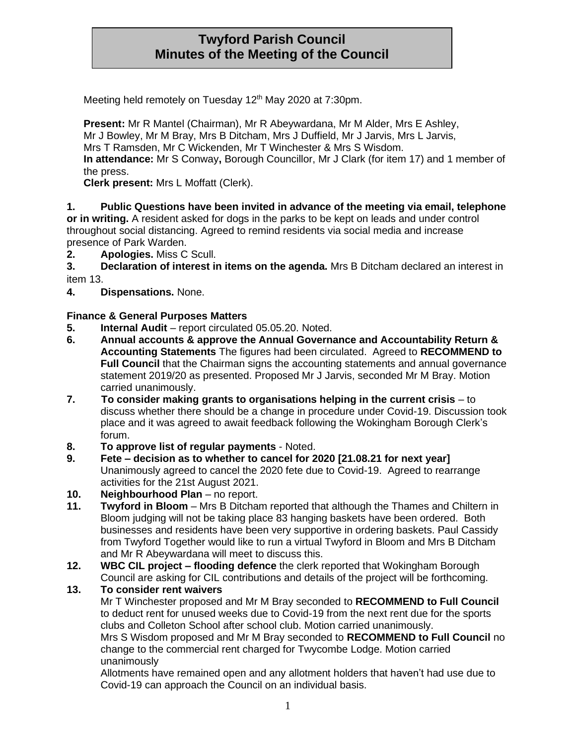# Twyford Parish Council
# Minutes of the Meeting of the Council

Meeting held remotely on Tuesday 12th May 2020 at 7:30pm.

**Present:** Mr R Mantel (Chairman), Mr R Abeywardana, Mr M Alder, Mrs E Ashley, Mr J Bowley, Mr M Bray, Mrs B Ditcham, Mrs J Duffield, Mr J Jarvis, Mrs L Jarvis, Mrs T Ramsden, Mr C Wickenden, Mr T Winchester & Mrs S Wisdom.
**In attendance:** Mr S Conway**,** Borough Councillor, Mr J Clark (for item 17) and 1 member of the press.
**Clerk present:** Mrs L Moffatt (Clerk).

**1. Public Questions have been invited in advance of the meeting via email, telephone or in writing.** A resident asked for dogs in the parks to be kept on leads and under control throughout social distancing. Agreed to remind residents via social media and increase presence of Park Warden.

**2. Apologies.** Miss C Scull.

**3. Declaration of interest in items on the agenda.** Mrs B Ditcham declared an interest in item 13.

**4. Dispensations.** None.

**Finance & General Purposes Matters**

**5. Internal Audit** – report circulated 05.05.20. Noted.

**6. Annual accounts & approve the Annual Governance and Accountability Return & Accounting Statements** The figures had been circulated. Agreed to **RECOMMEND to Full Council** that the Chairman signs the accounting statements and annual governance statement 2019/20 as presented. Proposed Mr J Jarvis, seconded Mr M Bray. Motion carried unanimously.

**7. To consider making grants to organisations helping in the current crisis** – to discuss whether there should be a change in procedure under Covid-19. Discussion took place and it was agreed to await feedback following the Wokingham Borough Clerk's forum.

**8. To approve list of regular payments** - Noted.

**9. Fete – decision as to whether to cancel for 2020 [21.08.21 for next year]** Unanimously agreed to cancel the 2020 fete due to Covid-19. Agreed to rearrange activities for the 21st August 2021.

**10. Neighbourhood Plan** – no report.

**11. Twyford in Bloom** – Mrs B Ditcham reported that although the Thames and Chiltern in Bloom judging will not be taking place 83 hanging baskets have been ordered. Both businesses and residents have been very supportive in ordering baskets. Paul Cassidy from Twyford Together would like to run a virtual Twyford in Bloom and Mrs B Ditcham and Mr R Abeywardana will meet to discuss this.

**12. WBC CIL project – flooding defence** the clerk reported that Wokingham Borough Council are asking for CIL contributions and details of the project will be forthcoming.

**13. To consider rent waivers**

Mr T Winchester proposed and Mr M Bray seconded to **RECOMMEND to Full Council** to deduct rent for unused weeks due to Covid-19 from the next rent due for the sports clubs and Colleton School after school club. Motion carried unanimously.

Mrs S Wisdom proposed and Mr M Bray seconded to **RECOMMEND to Full Council** no change to the commercial rent charged for Twycombe Lodge. Motion carried unanimously

Allotments have remained open and any allotment holders that haven't had use due to Covid-19 can approach the Council on an individual basis.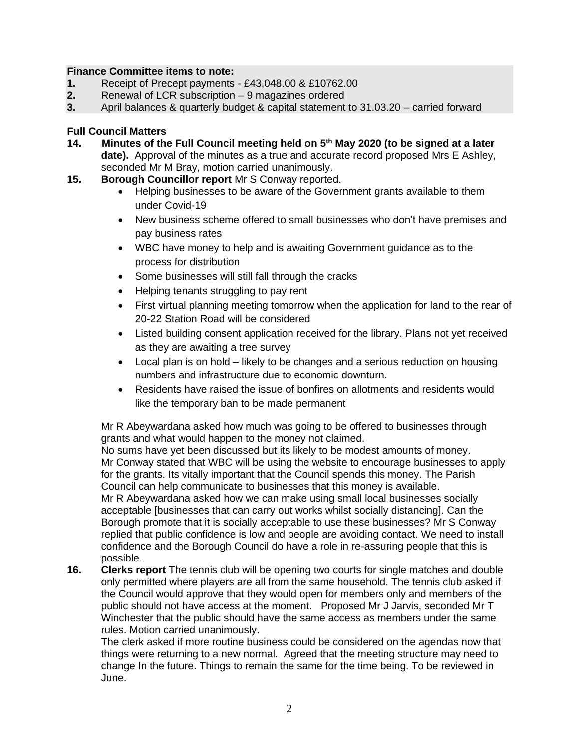**Finance Committee items to note:**

1. Receipt of Precept payments - £43,048.00 & £10762.00
2. Renewal of LCR subscription – 9 magazines ordered
3. April balances & quarterly budget & capital statement to 31.03.20 – carried forward

**Full Council Matters**

**14. Minutes of the Full Council meeting held on 5th May 2020 (to be signed at a later date).** Approval of the minutes as a true and accurate record proposed Mrs E Ashley, seconded Mr M Bray, motion carried unanimously.

**15. Borough Councillor report** Mr S Conway reported.

- Helping businesses to be aware of the Government grants available to them under Covid-19
- New business scheme offered to small businesses who don't have premises and pay business rates
- WBC have money to help and is awaiting Government guidance as to the process for distribution
- Some businesses will still fall through the cracks
- Helping tenants struggling to pay rent
- First virtual planning meeting tomorrow when the application for land to the rear of 20-22 Station Road will be considered
- Listed building consent application received for the library. Plans not yet received as they are awaiting a tree survey
- Local plan is on hold – likely to be changes and a serious reduction on housing numbers and infrastructure due to economic downturn.
- Residents have raised the issue of bonfires on allotments and residents would like the temporary ban to be made permanent

Mr R Abeywardana asked how much was going to be offered to businesses through grants and what would happen to the money not claimed.
No sums have yet been discussed but its likely to be modest amounts of money. Mr Conway stated that WBC will be using the website to encourage businesses to apply for the grants. Its vitally important that the Council spends this money. The Parish Council can help communicate to businesses that this money is available.
Mr R Abeywardana asked how we can make using small local businesses socially acceptable [businesses that can carry out works whilst socially distancing]. Can the Borough promote that it is socially acceptable to use these businesses? Mr S Conway replied that public confidence is low and people are avoiding contact. We need to install confidence and the Borough Council do have a role in re-assuring people that this is possible.

**16. Clerks report** The tennis club will be opening two courts for single matches and double only permitted where players are all from the same household. The tennis club asked if the Council would approve that they would open for members only and members of the public should not have access at the moment. Proposed Mr J Jarvis, seconded Mr T Winchester that the public should have the same access as members under the same rules. Motion carried unanimously.
The clerk asked if more routine business could be considered on the agendas now that things were returning to a new normal. Agreed that the meeting structure may need to change In the future. Things to remain the same for the time being. To be reviewed in June.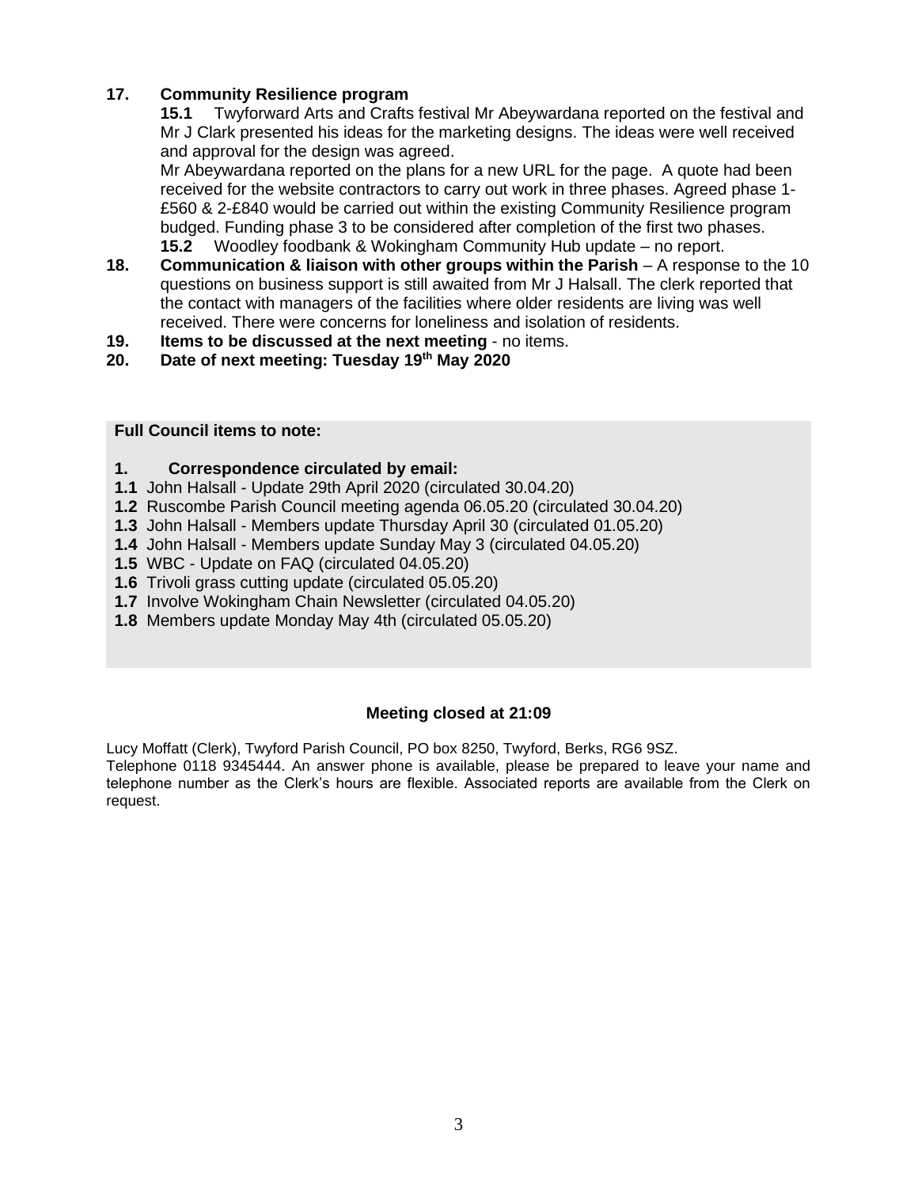**17. Community Resilience program**

**15.1** Twyforward Arts and Crafts festival Mr Abeywardana reported on the festival and Mr J Clark presented his ideas for the marketing designs. The ideas were well received and approval for the design was agreed.

Mr Abeywardana reported on the plans for a new URL for the page. A quote had been received for the website contractors to carry out work in three phases. Agreed phase 1-£560 & 2-£840 would be carried out within the existing Community Resilience program budged. Funding phase 3 to be considered after completion of the first two phases.

**15.2** Woodley foodbank & Wokingham Community Hub update – no report.

**18. Communication & liaison with other groups within the Parish** – A response to the 10 questions on business support is still awaited from Mr J Halsall. The clerk reported that the contact with managers of the facilities where older residents are living was well received. There were concerns for loneliness and isolation of residents.

**19. Items to be discussed at the next meeting** - no items.

**20. Date of next meeting: Tuesday 19th May 2020**

**Full Council items to note:**

**1. Correspondence circulated by email:**

**1.1** John Halsall - Update 29th April 2020 (circulated 30.04.20)
**1.2** Ruscombe Parish Council meeting agenda 06.05.20 (circulated 30.04.20)
**1.3** John Halsall - Members update Thursday April 30 (circulated 01.05.20)
**1.4** John Halsall - Members update Sunday May 3 (circulated 04.05.20)
**1.5** WBC - Update on FAQ (circulated 04.05.20)
**1.6** Trivoli grass cutting update (circulated 05.05.20)
**1.7** Involve Wokingham Chain Newsletter (circulated 04.05.20)
**1.8** Members update Monday May 4th (circulated 05.05.20)

**Meeting closed at 21:09**

Lucy Moffatt (Clerk), Twyford Parish Council, PO box 8250, Twyford, Berks, RG6 9SZ.
Telephone 0118 9345444. An answer phone is available, please be prepared to leave your name and telephone number as the Clerk's hours are flexible. Associated reports are available from the Clerk on request.